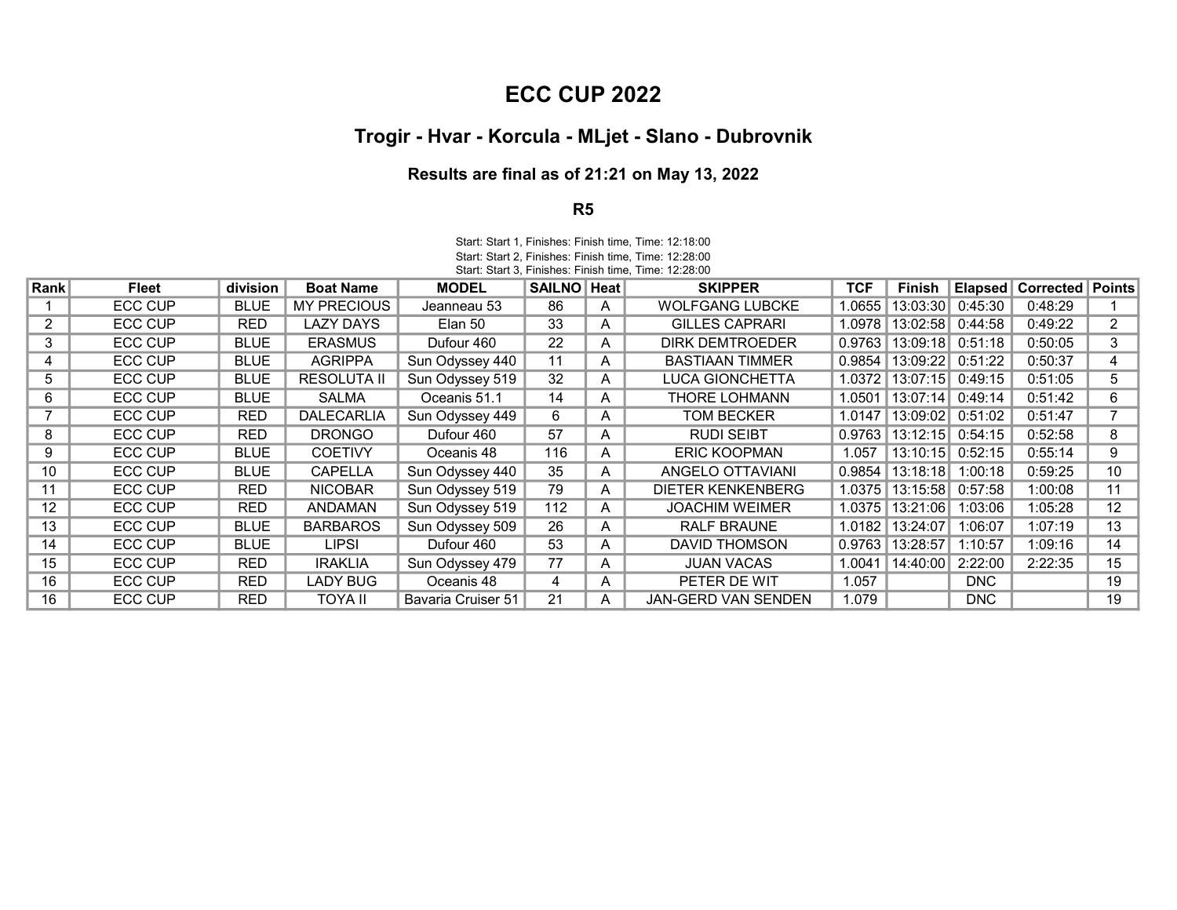# ECC CUP 2022

## Trogir - Hvar - Korcula - MLjet - Slano - Dubrovnik

### Results are final as of 21:21 on May 13, 2022

### R5

Start: Start 1, Finishes: Finish time, Time: 12:18:00
Start: Start 2, Finishes: Finish time, Time: 12:28:00
Start: Start 3, Finishes: Finish time, Time: 12:28:00

| Rank | Fleet | division | Boat Name | MODEL | SAILNO | Heat | SKIPPER | TCF | Finish | Elapsed | Corrected | Points |
|---|---|---|---|---|---|---|---|---|---|---|---|---|
| 1 | ECC CUP | BLUE | MY PRECIOUS | Jeanneau 53 | 86 | A | WOLFGANG LUBCKE | 1.0655 | 13:03:30 | 0:45:30 | 0:48:29 | 1 |
| 2 | ECC CUP | RED | LAZY DAYS | Elan 50 | 33 | A | GILLES CAPRARI | 1.0978 | 13:02:58 | 0:44:58 | 0:49:22 | 2 |
| 3 | ECC CUP | BLUE | ERASMUS | Dufour 460 | 22 | A | DIRK DEMTROEDER | 0.9763 | 13:09:18 | 0:51:18 | 0:50:05 | 3 |
| 4 | ECC CUP | BLUE | AGRIPPA | Sun Odyssey 440 | 11 | A | BASTIAAN TIMMER | 0.9854 | 13:09:22 | 0:51:22 | 0:50:37 | 4 |
| 5 | ECC CUP | BLUE | RESOLUTA II | Sun Odyssey 519 | 32 | A | LUCA GIONCHETTA | 1.0372 | 13:07:15 | 0:49:15 | 0:51:05 | 5 |
| 6 | ECC CUP | BLUE | SALMA | Oceanis 51.1 | 14 | A | THORE LOHMANN | 1.0501 | 13:07:14 | 0:49:14 | 0:51:42 | 6 |
| 7 | ECC CUP | RED | DALECARLIA | Sun Odyssey 449 | 6 | A | TOM BECKER | 1.0147 | 13:09:02 | 0:51:02 | 0:51:47 | 7 |
| 8 | ECC CUP | RED | DRONGO | Dufour 460 | 57 | A | RUDI SEIBT | 0.9763 | 13:12:15 | 0:54:15 | 0:52:58 | 8 |
| 9 | ECC CUP | BLUE | COETIVY | Oceanis 48 | 116 | A | ERIC KOOPMAN | 1.057 | 13:10:15 | 0:52:15 | 0:55:14 | 9 |
| 10 | ECC CUP | BLUE | CAPELLA | Sun Odyssey 440 | 35 | A | ANGELO OTTAVIANI | 0.9854 | 13:18:18 | 1:00:18 | 0:59:25 | 10 |
| 11 | ECC CUP | RED | NICOBAR | Sun Odyssey 519 | 79 | A | DIETER KENKENBERG | 1.0375 | 13:15:58 | 0:57:58 | 1:00:08 | 11 |
| 12 | ECC CUP | RED | ANDAMAN | Sun Odyssey 519 | 112 | A | JOACHIM WEIMER | 1.0375 | 13:21:06 | 1:03:06 | 1:05:28 | 12 |
| 13 | ECC CUP | BLUE | BARBAROS | Sun Odyssey 509 | 26 | A | RALF BRAUNE | 1.0182 | 13:24:07 | 1:06:07 | 1:07:19 | 13 |
| 14 | ECC CUP | BLUE | LIPSI | Dufour 460 | 53 | A | DAVID THOMSON | 0.9763 | 13:28:57 | 1:10:57 | 1:09:16 | 14 |
| 15 | ECC CUP | RED | IRAKLIA | Sun Odyssey 479 | 77 | A | JUAN VACAS | 1.0041 | 14:40:00 | 2:22:00 | 2:22:35 | 15 |
| 16 | ECC CUP | RED | LADY BUG | Oceanis 48 | 4 | A | PETER DE WIT | 1.057 | | DNC | | 19 |
| 16 | ECC CUP | RED | TOYA II | Bavaria Cruiser 51 | 21 | A | JAN-GERD VAN SENDEN | 1.079 | | DNC | | 19 |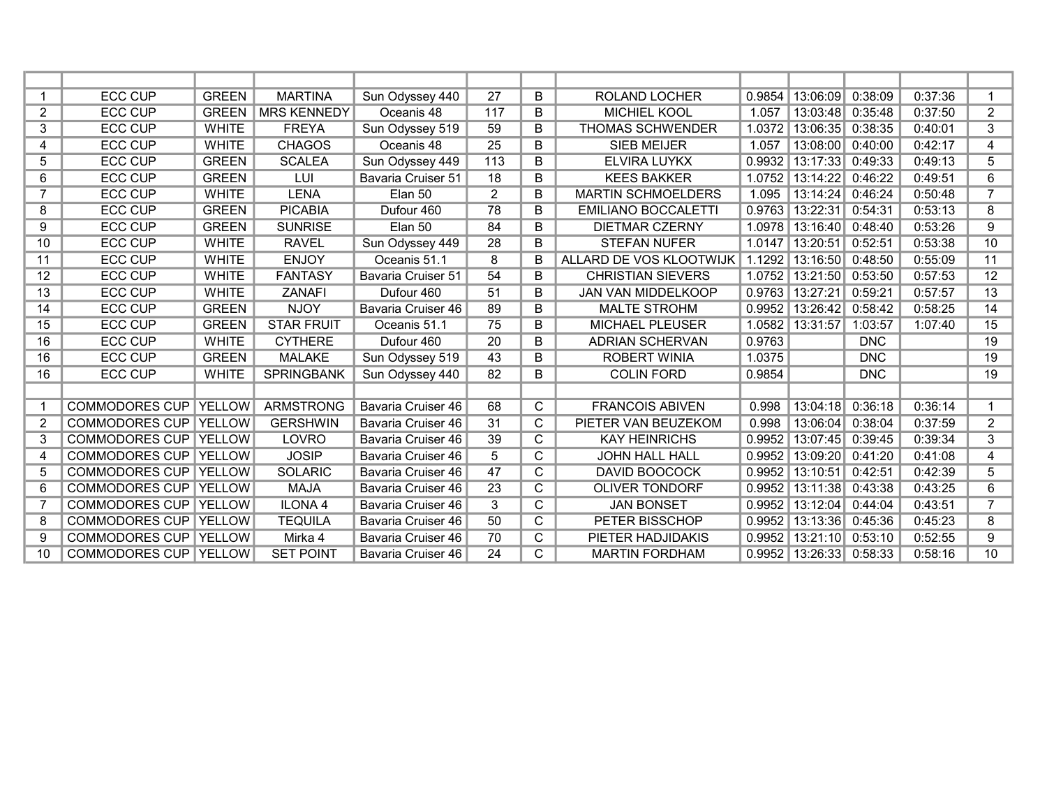| | | | | | | | | | | | | |
|---|---|---|---|---|---|---|---|---|---|---|---|---|
| 1 | ECC CUP | GREEN | MARTINA | Sun Odyssey 440 | 27 | B | ROLAND LOCHER | 0.9854 | 13:06:09 | 0:38:09 | 0:37:36 | 1 |
| 2 | ECC CUP | GREEN | MRS KENNEDY | Oceanis 48 | 117 | B | MICHIEL KOOL | 1.057 | 13:03:48 | 0:35:48 | 0:37:50 | 2 |
| 3 | ECC CUP | WHITE | FREYA | Sun Odyssey 519 | 59 | B | THOMAS SCHWENDER | 1.0372 | 13:06:35 | 0:38:35 | 0:40:01 | 3 |
| 4 | ECC CUP | WHITE | CHAGOS | Oceanis 48 | 25 | B | SIEB MEIJER | 1.057 | 13:08:00 | 0:40:00 | 0:42:17 | 4 |
| 5 | ECC CUP | GREEN | SCALEA | Sun Odyssey 449 | 113 | B | ELVIRA LUYKX | 0.9932 | 13:17:33 | 0:49:33 | 0:49:13 | 5 |
| 6 | ECC CUP | GREEN | LUI | Bavaria Cruiser 51 | 18 | B | KEES BAKKER | 1.0752 | 13:14:22 | 0:46:22 | 0:49:51 | 6 |
| 7 | ECC CUP | WHITE | LENA | Elan 50 | 2 | B | MARTIN SCHMOELDERS | 1.095 | 13:14:24 | 0:46:24 | 0:50:48 | 7 |
| 8 | ECC CUP | GREEN | PICABIA | Dufour 460 | 78 | B | EMILIANO BOCCALETTI | 0.9763 | 13:22:31 | 0:54:31 | 0:53:13 | 8 |
| 9 | ECC CUP | GREEN | SUNRISE | Elan 50 | 84 | B | DIETMAR CZERNY | 1.0978 | 13:16:40 | 0:48:40 | 0:53:26 | 9 |
| 10 | ECC CUP | WHITE | RAVEL | Sun Odyssey 449 | 28 | B | STEFAN NUFER | 1.0147 | 13:20:51 | 0:52:51 | 0:53:38 | 10 |
| 11 | ECC CUP | WHITE | ENJOY | Oceanis 51.1 | 8 | B | ALLARD DE VOS KLOOTWIJK | 1.1292 | 13:16:50 | 0:48:50 | 0:55:09 | 11 |
| 12 | ECC CUP | WHITE | FANTASY | Bavaria Cruiser 51 | 54 | B | CHRISTIAN SIEVERS | 1.0752 | 13:21:50 | 0:53:50 | 0:57:53 | 12 |
| 13 | ECC CUP | WHITE | ZANAFI | Dufour 460 | 51 | B | JAN VAN MIDDELKOOP | 0.9763 | 13:27:21 | 0:59:21 | 0:57:57 | 13 |
| 14 | ECC CUP | GREEN | NJOY | Bavaria Cruiser 46 | 89 | B | MALTE STROHM | 0.9952 | 13:26:42 | 0:58:42 | 0:58:25 | 14 |
| 15 | ECC CUP | GREEN | STAR FRUIT | Oceanis 51.1 | 75 | B | MICHAEL PLEUSER | 1.0582 | 13:31:57 | 1:03:57 | 1:07:40 | 15 |
| 16 | ECC CUP | WHITE | CYTHERE | Dufour 460 | 20 | B | ADRIAN SCHERVAN | 0.9763 | | DNC | | 19 |
| 16 | ECC CUP | GREEN | MALAKE | Sun Odyssey 519 | 43 | B | ROBERT WINIA | 1.0375 | | DNC | | 19 |
| 16 | ECC CUP | WHITE | SPRINGBANK | Sun Odyssey 440 | 82 | B | COLIN FORD | 0.9854 | | DNC | | 19 |
| | | | | | | | | | | | | |
| 1 | COMMODORES CUP | YELLOW | ARMSTRONG | Bavaria Cruiser 46 | 68 | C | FRANCOIS ABIVEN | 0.998 | 13:04:18 | 0:36:18 | 0:36:14 | 1 |
| 2 | COMMODORES CUP | YELLOW | GERSHWIN | Bavaria Cruiser 46 | 31 | C | PIETER VAN BEUZEKOM | 0.998 | 13:06:04 | 0:38:04 | 0:37:59 | 2 |
| 3 | COMMODORES CUP | YELLOW | LOVRO | Bavaria Cruiser 46 | 39 | C | KAY HEINRICHS | 0.9952 | 13:07:45 | 0:39:45 | 0:39:34 | 3 |
| 4 | COMMODORES CUP | YELLOW | JOSIP | Bavaria Cruiser 46 | 5 | C | JOHN HALL HALL | 0.9952 | 13:09:20 | 0:41:20 | 0:41:08 | 4 |
| 5 | COMMODORES CUP | YELLOW | SOLARIC | Bavaria Cruiser 46 | 47 | C | DAVID BOOCOCK | 0.9952 | 13:10:51 | 0:42:51 | 0:42:39 | 5 |
| 6 | COMMODORES CUP | YELLOW | MAJA | Bavaria Cruiser 46 | 23 | C | OLIVER TONDORF | 0.9952 | 13:11:38 | 0:43:38 | 0:43:25 | 6 |
| 7 | COMMODORES CUP | YELLOW | ILONA 4 | Bavaria Cruiser 46 | 3 | C | JAN BONSET | 0.9952 | 13:12:04 | 0:44:04 | 0:43:51 | 7 |
| 8 | COMMODORES CUP | YELLOW | TEQUILA | Bavaria Cruiser 46 | 50 | C | PETER BISSCHOP | 0.9952 | 13:13:36 | 0:45:36 | 0:45:23 | 8 |
| 9 | COMMODORES CUP | YELLOW | Mirka 4 | Bavaria Cruiser 46 | 70 | C | PIETER HADJIDAKIS | 0.9952 | 13:21:10 | 0:53:10 | 0:52:55 | 9 |
| 10 | COMMODORES CUP | YELLOW | SET POINT | Bavaria Cruiser 46 | 24 | C | MARTIN FORDHAM | 0.9952 | 13:26:33 | 0:58:33 | 0:58:16 | 10 |